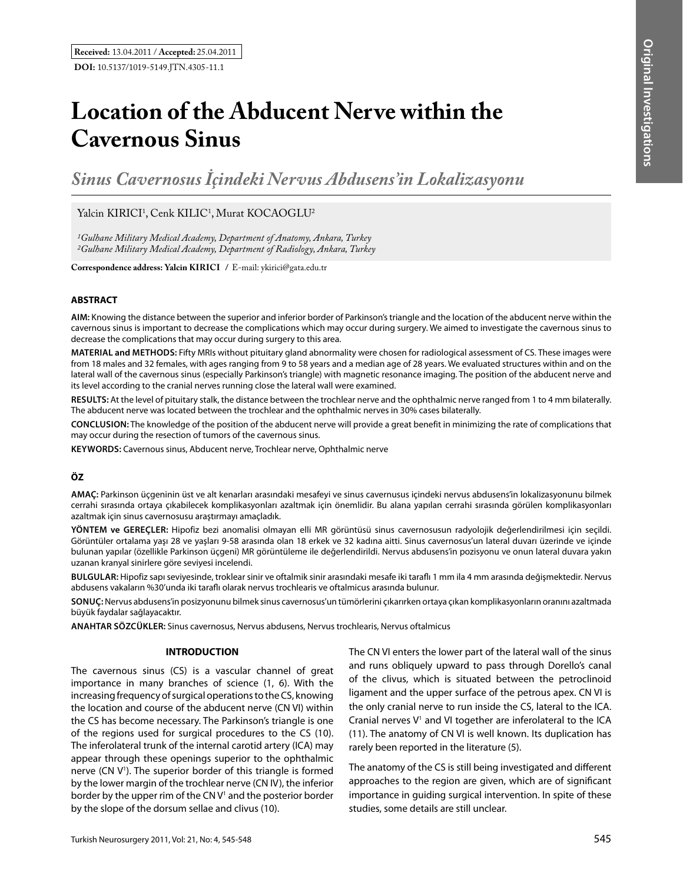**Received:** 13.04.2011 / **Accepted:** 25.04.2011

**DOI:** 10.5137/1019-5149.JTN.4305-11.1

Original Investigations

# Location of the Abducent Nerve within the Cavernous Sinus

## *Sinus Cavernosus İçindeki Nervus Abdusens'in Lokalizasyonu*

Yalcin KIRICI[1], Cenk KILIC[1], Murat KOCAOGLU[2]

*[1]Gulhane Military Medical Academy, Department of Anatomy, Ankara, Turkey*
*[2]Gulhane Military Medical Academy, Department of Radiology, Ankara, Turkey*

**Correspondence address: Yalcin KIRICI** / E-mail: ykirici@gata.edu.tr

### ABSTRACT

**AIM:** Knowing the distance between the superior and inferior border of Parkinson's triangle and the location of the abducent nerve within the cavernous sinus is important to decrease the complications which may occur during surgery. We aimed to investigate the cavernous sinus to decrease the complications that may occur during surgery to this area.

**MATERIAL and METHODS:** Fifty MRIs without pituitary gland abnormality were chosen for radiological assessment of CS. These images were from 18 males and 32 females, with ages ranging from 9 to 58 years and a median age of 28 years. We evaluated structures within and on the lateral wall of the cavernous sinus (especially Parkinson's triangle) with magnetic resonance imaging. The position of the abducent nerve and its level according to the cranial nerves running close the lateral wall were examined.

**RESULTS:** At the level of pituitary stalk, the distance between the trochlear nerve and the ophthalmic nerve ranged from 1 to 4 mm bilaterally. The abducent nerve was located between the trochlear and the ophthalmic nerves in 30% cases bilaterally.

**CONCLUSION:** The knowledge of the position of the abducent nerve will provide a great benefit in minimizing the rate of complications that may occur during the resection of tumors of the cavernous sinus.

**KEYWORDS:** Cavernous sinus, Abducent nerve, Trochlear nerve, Ophthalmic nerve

### ÖZ

**AMAÇ:** Parkinson üçgeninin üst ve alt kenarları arasındaki mesafeyi ve sinus cavernusus içindeki nervus abdusens'in lokalizasyonunu bilmek cerrahi sırasında ortaya çıkabilecek komplikasyonları azaltmak için önemlidir. Bu alana yapılan cerrahi sırasında görülen komplikasyonları azaltmak için sinus cavernosusu araştırmayı amaçladık.

**YÖNTEM ve GEREÇLER:** Hipofiz bezi anomalisi olmayan elli MR görüntüsü sinus cavernosusun radyolojik değerlendirilmesi için seçildi. Görüntüler ortalama yaşı 28 ve yaşları 9-58 arasında olan 18 erkek ve 32 kadına aitti. Sinus cavernosus'un lateral duvarı üzerinde ve içinde bulunan yapılar (özellikle Parkinson üçgeni) MR görüntüleme ile değerlendirildi. Nervus abdusens'in pozisyonu ve onun lateral duvara yakın uzanan kranyal sinirlere göre seviyesi incelendi.

**BULGULAR:** Hipofiz sapı seviyesinde, troklear sinir ve oftalmik sinir arasındaki mesafe iki taraflı 1 mm ila 4 mm arasında değişmektedir. Nervus abdusens vakaların %30'unda iki taraflı olarak nervus trochlearis ve oftalmicus arasında bulunur.

**SONUÇ:** Nervus abdusens'in posizyonunu bilmek sinus cavernosus'un tümörlerini çıkarırken ortaya çıkan komplikasyonların oranını azaltmada büyük faydalar sağlayacaktır.

**ANAHTAR SÖZCÜKLER:** Sinus cavernosus, Nervus abdusens, Nervus trochlearis, Nervus oftalmicus

### INTRODUCTION

The cavernous sinus (CS) is a vascular channel of great importance in many branches of science (1, 6). With the increasing frequency of surgical operations to the CS, knowing the location and course of the abducent nerve (CN VI) within the CS has become necessary. The Parkinson's triangle is one of the regions used for surgical procedures to the CS (10). The inferolateral trunk of the internal carotid artery (ICA) may appear through these openings superior to the ophthalmic nerve (CN $V^1$). The superior border of this triangle is formed by the lower margin of the trochlear nerve (CN IV), the inferior border by the upper rim of the CN $V^1$ and the posterior border by the slope of the dorsum sellae and clivus (10).

The CN VI enters the lower part of the lateral wall of the sinus and runs obliquely upward to pass through Dorello's canal of the clivus, which is situated between the petroclinoid ligament and the upper surface of the petrous apex. CN VI is the only cranial nerve to run inside the CS, lateral to the ICA. Cranial nerves $V^1$ and VI together are inferolateral to the ICA (11). The anatomy of CN VI is well known. Its duplication has rarely been reported in the literature (5).

The anatomy of the CS is still being investigated and different approaches to the region are given, which are of significant importance in guiding surgical intervention. In spite of these studies, some details are still unclear.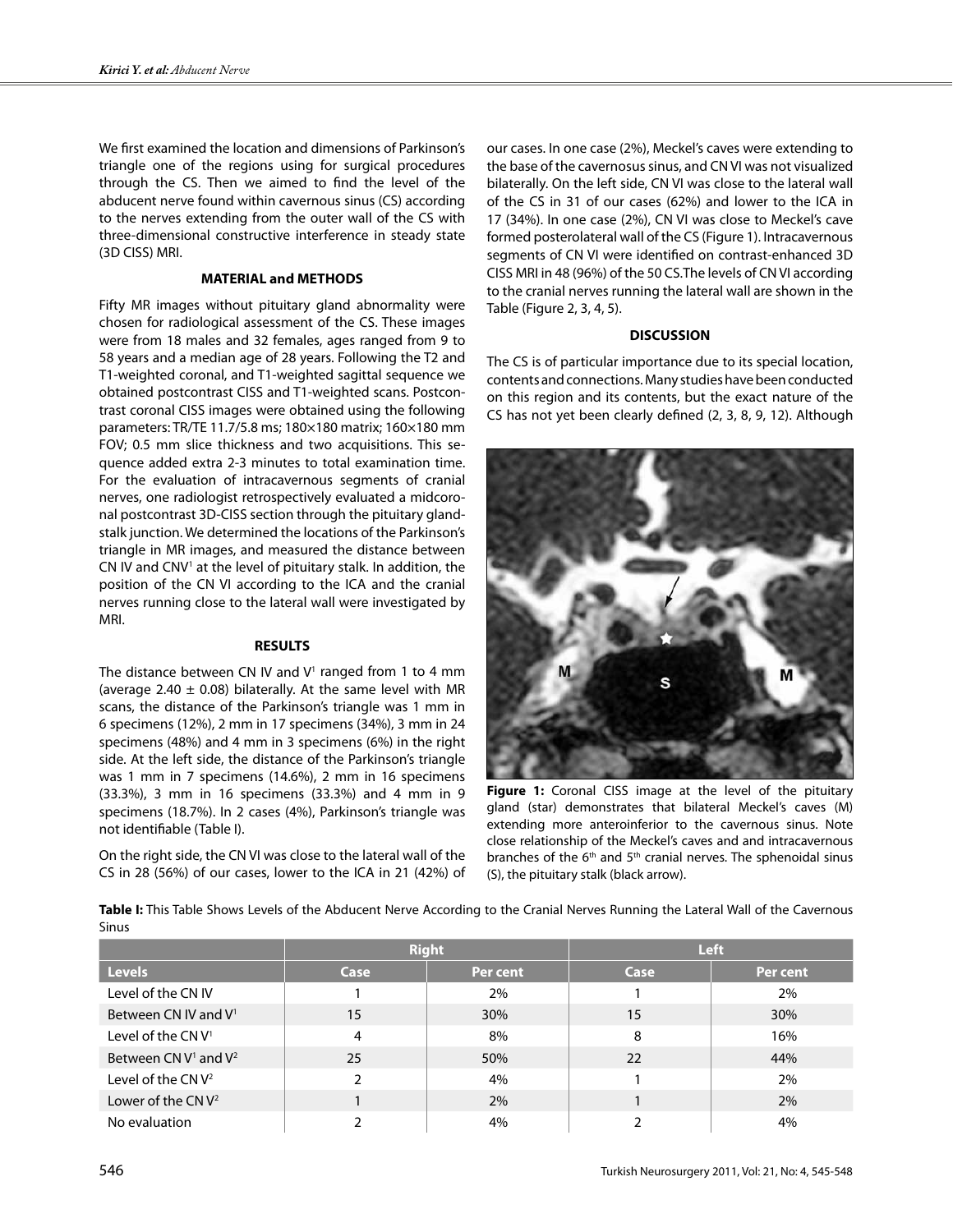We first examined the location and dimensions of Parkinson's triangle one of the regions using for surgical procedures through the CS. Then we aimed to find the level of the abducent nerve found within cavernous sinus (CS) according to the nerves extending from the outer wall of the CS with three-dimensional constructive interference in steady state (3D CISS) MRI.

## MATERIAL and METHODS

Fifty MR images without pituitary gland abnormality were chosen for radiological assessment of the CS. These images were from 18 males and 32 females, ages ranged from 9 to 58 years and a median age of 28 years. Following the T2 and T1-weighted coronal, and T1-weighted sagittal sequence we obtained postcontrast CISS and T1-weighted scans. Postcontrast coronal CISS images were obtained using the following parameters: TR/TE 11.7/5.8 ms; 180×180 matrix; 160×180 mm FOV; 0.5 mm slice thickness and two acquisitions. This sequence added extra 2-3 minutes to total examination time. For the evaluation of intracavernous segments of cranial nerves, one radiologist retrospectively evaluated a midcoronal postcontrast 3D-CISS section through the pituitary gland-stalk junction. We determined the locations of the Parkinson's triangle in MR images, and measured the distance between CN IV and $CNV^1$ at the level of pituitary stalk. In addition, the position of the CN VI according to the ICA and the cranial nerves running close to the lateral wall were investigated by MRI.

## RESULTS

The distance between CN IV and $V^1$ ranged from 1 to 4 mm (average 2.40 ± 0.08) bilaterally. At the same level with MR scans, the distance of the Parkinson's triangle was 1 mm in 6 specimens (12%), 2 mm in 17 specimens (34%), 3 mm in 24 specimens (48%) and 4 mm in 3 specimens (6%) in the right side. At the left side, the distance of the Parkinson's triangle was 1 mm in 7 specimens (14.6%), 2 mm in 16 specimens (33.3%), 3 mm in 16 specimens (33.3%) and 4 mm in 9 specimens (18.7%). In 2 cases (4%), Parkinson's triangle was not identifiable (Table I).

On the right side, the CN VI was close to the lateral wall of the CS in 28 (56%) of our cases, lower to the ICA in 21 (42%) of our cases. In one case (2%), Meckel's caves were extending to the base of the cavernosus sinus, and CN VI was not visualized bilaterally. On the left side, CN VI was close to the lateral wall of the CS in 31 of our cases (62%) and lower to the ICA in 17 (34%). In one case (2%), CN VI was close to Meckel's cave formed posterolateral wall of the CS (Figure 1). Intracavernous segments of CN VI were identified on contrast-enhanced 3D CISS MRI in 48 (96%) of the 50 CS. The levels of CN VI according to the cranial nerves running the lateral wall are shown in the Table (Figure 2, 3, 4, 5).

## DISCUSSION

The CS is of particular importance due to its special location, contents and connections. Many studies have been conducted on this region and its contents, but the exact nature of the CS has not yet been clearly defined (2, 3, 8, 9, 12). Although

**Figure 1:** Coronal CISS image at the level of the pituitary gland (star) demonstrates that bilateral Meckel's caves (M) extending more anteroinferior to the cavernous sinus. Note close relationship of the Meckel's caves and and intracavernous branches of the 6th and 5th cranial nerves. The sphenoidal sinus (S), the pituitary stalk (black arrow).

**Table I:** This Table Shows Levels of the Abducent Nerve According to the Cranial Nerves Running the Lateral Wall of the Cavernous Sinus

| | Right | | Left | |
|---|---|---|---|---|
| **Levels** | **Case** | **Per cent** | **Case** | **Per cent** |
| Level of the CN IV | 1 | 2% | 1 | 2% |
| Between CN IV and $V^1$ | 15 | 30% | 15 | 30% |
| Level of the CN $V^1$ | 4 | 8% | 8 | 16% |
| Between CN $V^1$ and $V^2$ | 25 | 50% | 22 | 44% |
| Level of the CN $V^2$ | 2 | 4% | 1 | 2% |
| Lower of the CN $V^2$ | 1 | 2% | 1 | 2% |
| No evaluation | 2 | 4% | 2 | 4% |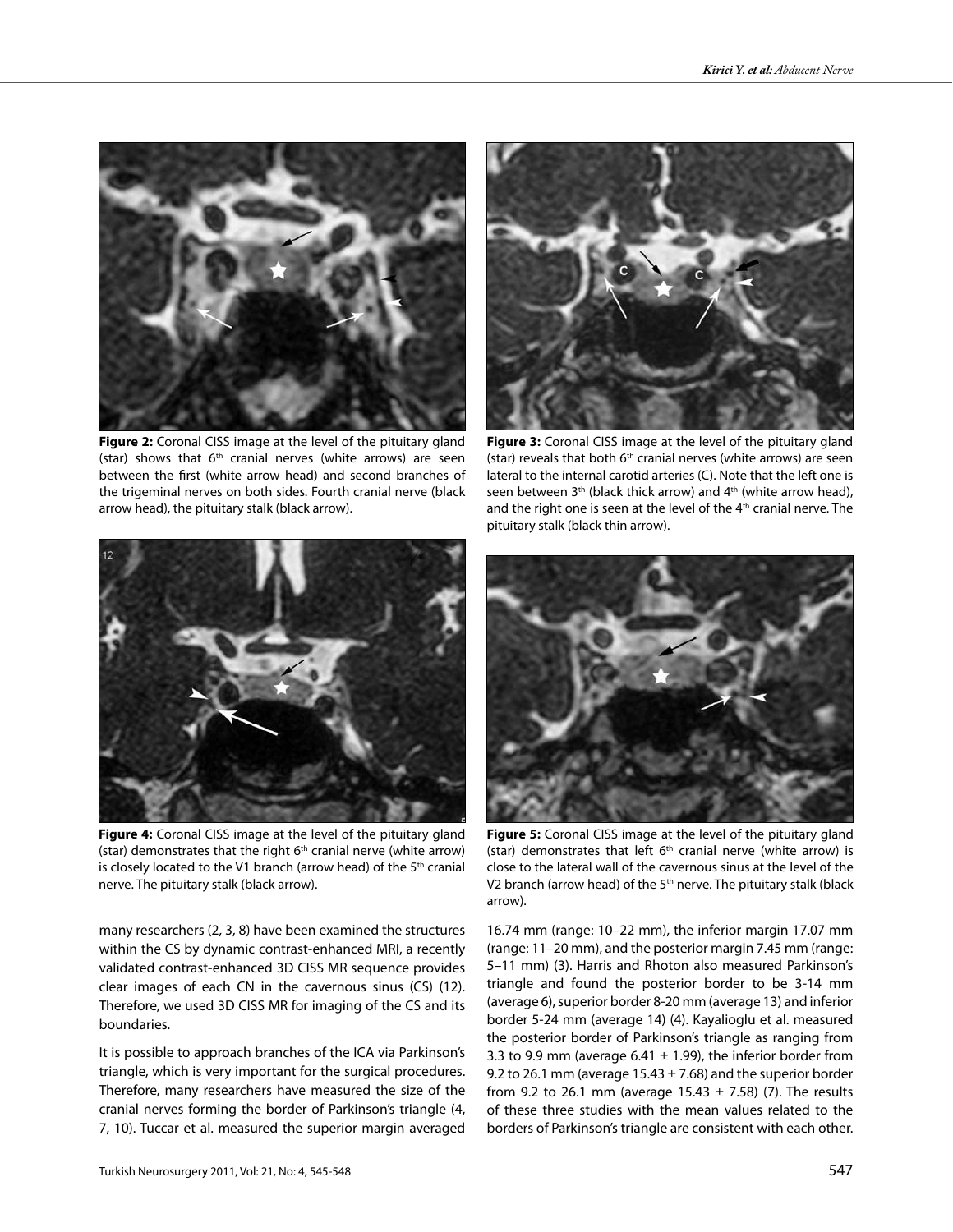**Figure 2:** Coronal CISS image at the level of the pituitary gland (star) shows that 6th cranial nerves (white arrows) are seen between the first (white arrow head) and second branches of the trigeminal nerves on both sides. Fourth cranial nerve (black arrow head), the pituitary stalk (black arrow).

**Figure 3:** Coronal CISS image at the level of the pituitary gland (star) reveals that both 6th cranial nerves (white arrows) are seen lateral to the internal carotid arteries (C). Note that the left one is seen between 3rd (black thick arrow) and 4th (white arrow head), and the right one is seen at the level of the 4th cranial nerve. The pituitary stalk (black thin arrow).

**Figure 4:** Coronal CISS image at the level of the pituitary gland (star) demonstrates that the right 6th cranial nerve (white arrow) is closely located to the V1 branch (arrow head) of the 5th cranial nerve. The pituitary stalk (black arrow).

**Figure 5:** Coronal CISS image at the level of the pituitary gland (star) demonstrates that left 6th cranial nerve (white arrow) is close to the lateral wall of the cavernous sinus at the level of the V2 branch (arrow head) of the 5th nerve. The pituitary stalk (black arrow).

many researchers (2, 3, 8) have been examined the structures within the CS by dynamic contrast-enhanced MRI, a recently validated contrast-enhanced 3D CISS MR sequence provides clear images of each CN in the cavernous sinus (CS) (12). Therefore, we used 3D CISS MR for imaging of the CS and its boundaries.

It is possible to approach branches of the ICA via Parkinson's triangle, which is very important for the surgical procedures. Therefore, many researchers have measured the size of the cranial nerves forming the border of Parkinson's triangle (4, 7, 10). Tuccar et al. measured the superior margin averaged 16.74 mm (range: 10–22 mm), the inferior margin 17.07 mm (range: 11–20 mm), and the posterior margin 7.45 mm (range: 5–11 mm) (3). Harris and Rhoton also measured Parkinson's triangle and found the posterior border to be 3-14 mm (average 6), superior border 8-20 mm (average 13) and inferior border 5-24 mm (average 14) (4). Kayalioglu et al. measured the posterior border of Parkinson's triangle as ranging from 3.3 to 9.9 mm (average 6.41 ± 1.99), the inferior border from 9.2 to 26.1 mm (average 15.43 ± 7.68) and the superior border from 9.2 to 26.1 mm (average 15.43 ± 7.58) (7). The results of these three studies with the mean values related to the borders of Parkinson's triangle are consistent with each other.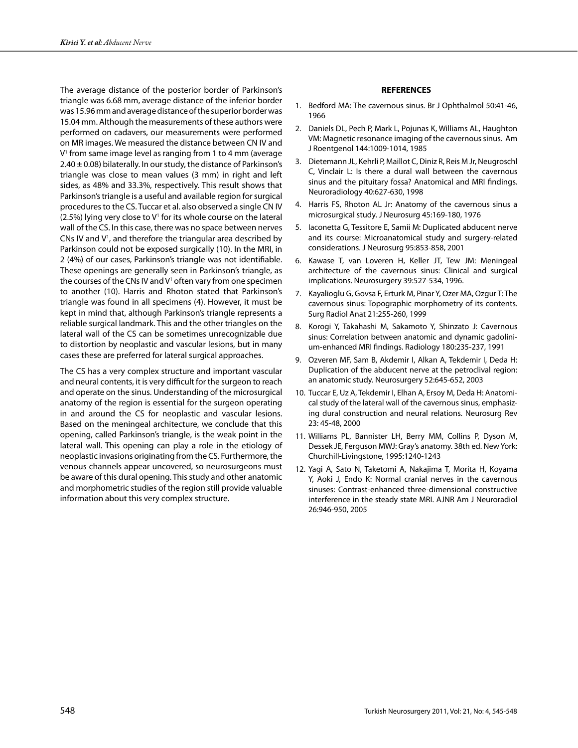The average distance of the posterior border of Parkinson's triangle was 6.68 mm, average distance of the inferior border was 15.96 mm and average distance of the superior border was 15.04 mm. Although the measurements of these authors were performed on cadavers, our measurements were performed on MR images. We measured the distance between CN IV and $V^1$ from same image level as ranging from 1 to 4 mm (average $2.40 \pm 0.08$) bilaterally. In our study, the distance of Parkinson's triangle was close to mean values (3 mm) in right and left sides, as 48% and 33.3%, respectively. This result shows that Parkinson's triangle is a useful and available region for surgical procedures to the CS. Tuccar et al. also observed a single CN IV (2.5%) lying very close to $V^1$ for its whole course on the lateral wall of the CS. In this case, there was no space between nerves CNs IV and $V^1$, and therefore the triangular area described by Parkinson could not be exposed surgically (10). In the MRI, in 2 (4%) of our cases, Parkinson's triangle was not identifiable. These openings are generally seen in Parkinson's triangle, as the courses of the CNs IV and $V^1$ often vary from one specimen to another (10). Harris and Rhoton stated that Parkinson's triangle was found in all specimens (4). However, it must be kept in mind that, although Parkinson's triangle represents a reliable surgical landmark. This and the other triangles on the lateral wall of the CS can be sometimes unrecognizable due to distortion by neoplastic and vascular lesions, but in many cases these are preferred for lateral surgical approaches.

The CS has a very complex structure and important vascular and neural contents, it is very difficult for the surgeon to reach and operate on the sinus. Understanding of the microsurgical anatomy of the region is essential for the surgeon operating in and around the CS for neoplastic and vascular lesions. Based on the meningeal architecture, we conclude that this opening, called Parkinson's triangle, is the weak point in the lateral wall. This opening can play a role in the etiology of neoplastic invasions originating from the CS. Furthermore, the venous channels appear uncovered, so neurosurgeons must be aware of this dural opening. This study and other anatomic and morphometric studies of the region still provide valuable information about this very complex structure.

## REFERENCES

1. Bedford MA: The cavernous sinus. Br J Ophthalmol 50:41-46, 1966
2. Daniels DL, Pech P, Mark L, Pojunas K, Williams AL, Haughton VM: Magnetic resonance imaging of the cavernous sinus. Am J Roentgenol 144:1009-1014, 1985
3. Dietemann JL, Kehrli P, Maillot C, Diniz R, Reis M Jr, Neugroschl C, Vinclair L: Is there a dural wall between the cavernous sinus and the pituitary fossa? Anatomical and MRI findings. Neuroradiology 40:627-630, 1998
4. Harris FS, Rhoton AL Jr: Anatomy of the cavernous sinus a microsurgical study. J Neurosurg 45:169-180, 1976
5. Iaconetta G, Tessitore E, Samii M: Duplicated abducent nerve and its course: Microanatomical study and surgery-related considerations. J Neurosurg 95:853-858, 2001
6. Kawase T, van Loveren H, Keller JT, Tew JM: Meningeal architecture of the cavernous sinus: Clinical and surgical implications. Neurosurgery 39:527-534, 1996.
7. Kayalioglu G, Govsa F, Erturk M, Pinar Y, Ozer MA, Ozgur T: The cavernous sinus: Topographic morphometry of its contents. Surg Radiol Anat 21:255-260, 1999
8. Korogi Y, Takahashi M, Sakamoto Y, Shinzato J: Cavernous sinus: Correlation between anatomic and dynamic gadolinium-enhanced MRI findings. Radiology 180:235-237, 1991
9. Ozveren MF, Sam B, Akdemir I, Alkan A, Tekdemir I, Deda H: Duplication of the abducent nerve at the petroclival region: an anatomic study. Neurosurgery 52:645-652, 2003
10. Tuccar E, Uz A, Tekdemir I, Elhan A, Ersoy M, Deda H: Anatomical study of the lateral wall of the cavernous sinus, emphasizing dural construction and neural relations. Neurosurg Rev 23: 45-48, 2000
11. Williams PL, Bannister LH, Berry MM, Collins P, Dyson M, Dessek JE, Ferguson MWJ: Gray's anatomy. 38th ed. New York: Churchill-Livingstone, 1995:1240-1243
12. Yagi A, Sato N, Taketomi A, Nakajima T, Morita H, Koyama Y, Aoki J, Endo K: Normal cranial nerves in the cavernous sinuses: Contrast-enhanced three-dimensional constructive interference in the steady state MRI. AJNR Am J Neuroradiol 26:946-950, 2005